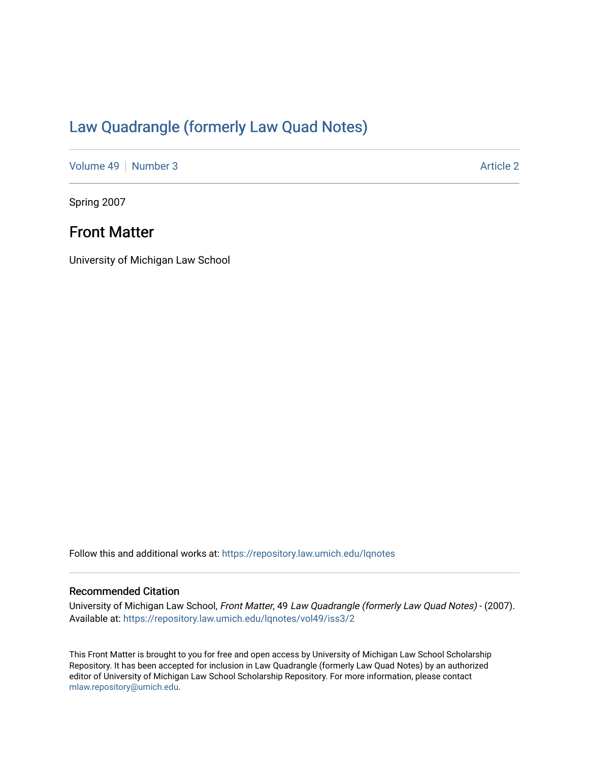# Law Quadrangle (formerly Law Quad Notes)

Volume 49 | Number 3 Article 2

Spring 2007

## Front Matter

University of Michigan Law School

Follow this and additional works at: https://repository.law.umich.edu/lqnotes

### Recommended Citation

University of Michigan Law School, *Front Matter*, 49 *Law Quadrangle (formerly Law Quad Notes)* - (2007).
Available at: https://repository.law.umich.edu/lqnotes/vol49/iss3/2

This Front Matter is brought to you for free and open access by University of Michigan Law School Scholarship Repository. It has been accepted for inclusion in Law Quadrangle (formerly Law Quad Notes) by an authorized editor of University of Michigan Law School Scholarship Repository. For more information, please contact mlaw.repository@umich.edu.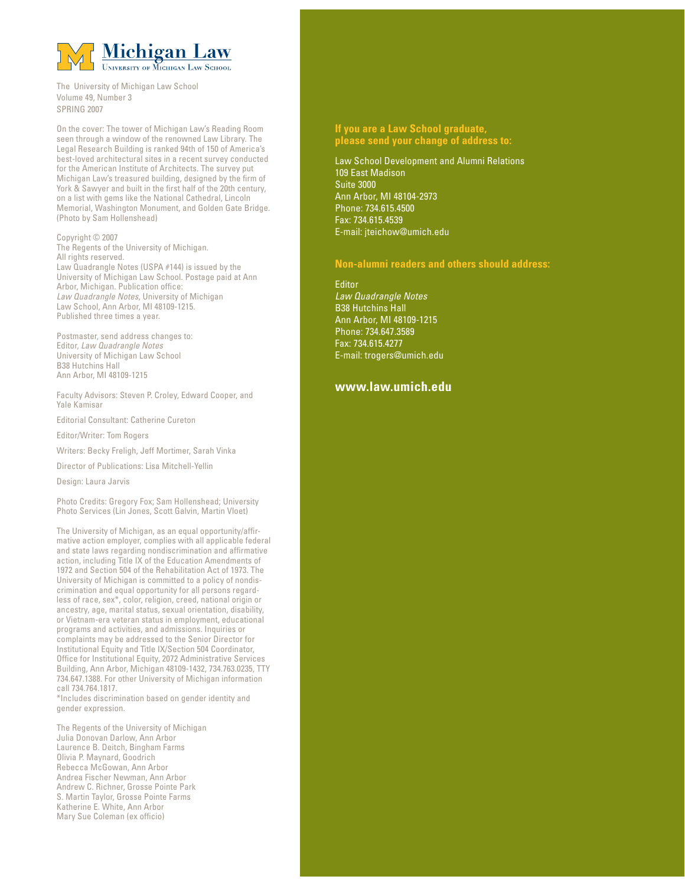# Michigan Law

University of Michigan Law School

The University of Michigan Law School
Volume 49, Number 3
SPRING 2007

On the cover: The tower of Michigan Law's Reading Room seen through a window of the renowned Law Library. The Legal Research Building is ranked 94th of 150 of America's best-loved architectural sites in a recent survey conducted for the American Institute of Architects. The survey put Michigan Law's treasured building, designed by the firm of York & Sawyer and built in the first half of the 20th century, on a list with gems like the National Cathedral, Lincoln Memorial, Washington Monument, and Golden Gate Bridge. (Photo by Sam Hollenshead)

Copyright © 2007
The Regents of the University of Michigan.
All rights reserved.
Law Quadrangle Notes (USPA #144) is issued by the University of Michigan Law School. Postage paid at Ann Arbor, Michigan. Publication office: *Law Quadrangle Notes*, University of Michigan Law School, Ann Arbor, MI 48109-1215.
Published three times a year.

Postmaster, send address changes to:
Editor, *Law Quadrangle Notes*
University of Michigan Law School
B38 Hutchins Hall
Ann Arbor, MI 48109-1215

Faculty Advisors: Steven P. Croley, Edward Cooper, and Yale Kamisar

Editorial Consultant: Catherine Cureton

Editor/Writer: Tom Rogers

Writers: Becky Freligh, Jeff Mortimer, Sarah Vinka

Director of Publications: Lisa Mitchell-Yellin

Design: Laura Jarvis

Photo Credits: Gregory Fox; Sam Hollenshead; University Photo Services (Lin Jones, Scott Galvin, Martin Vloet)

The University of Michigan, as an equal opportunity/affirmative action employer, complies with all applicable federal and state laws regarding nondiscrimination and affirmative action, including Title IX of the Education Amendments of 1972 and Section 504 of the Rehabilitation Act of 1973. The University of Michigan is committed to a policy of nondiscrimination and equal opportunity for all persons regardless of race, sex*, color, religion, creed, national origin or ancestry, age, marital status, sexual orientation, disability, or Vietnam-era veteran status in employment, educational programs and activities, and admissions. Inquiries or complaints may be addressed to the Senior Director for Institutional Equity and Title IX/Section 504 Coordinator, Office for Institutional Equity, 2072 Administrative Services Building, Ann Arbor, Michigan 48109-1432, 734.763.0235, TTY 734.647.1388. For other University of Michigan information call 734.764.1817.
*Includes discrimination based on gender identity and gender expression.

The Regents of the University of Michigan
Julia Donovan Darlow, Ann Arbor
Laurence B. Deitch, Bingham Farms
Olivia P. Maynard, Goodrich
Rebecca McGowan, Ann Arbor
Andrea Fischer Newman, Ann Arbor
Andrew C. Richner, Grosse Pointe Park
S. Martin Taylor, Grosse Pointe Farms
Katherine E. White, Ann Arbor
Mary Sue Coleman (ex officio)

**If you are a Law School graduate, please send your change of address to:**

Law School Development and Alumni Relations
109 East Madison
Suite 3000
Ann Arbor, MI 48104-2973
Phone: 734.615.4500
Fax: 734.615.4539
E-mail: jteichow@umich.edu

**Non-alumni readers and others should address:**

Editor
*Law Quadrangle Notes*
B38 Hutchins Hall
Ann Arbor, MI 48109-1215
Phone: 734.647.3589
Fax: 734.615.4277
E-mail: trogers@umich.edu

**www.law.umich.edu**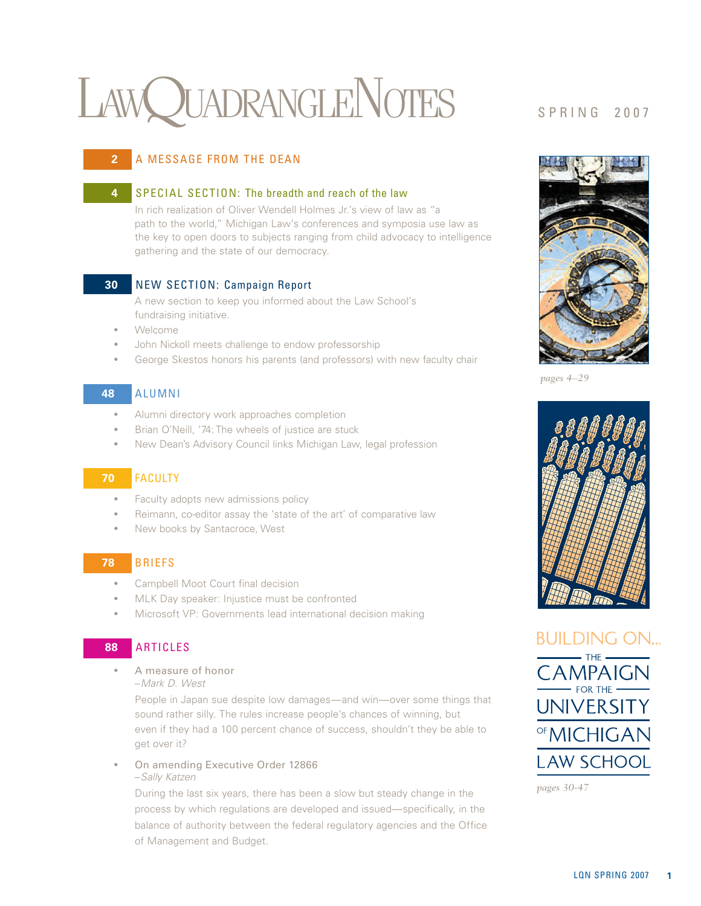# LAW QUADRANGLE NOTES

SPRING 2007

**2** A MESSAGE FROM THE DEAN

**4** SPECIAL SECTION: The breadth and reach of the law

In rich realization of Oliver Wendell Holmes Jr.'s view of law as "a path to the world," Michigan Law's conferences and symposia use law as the key to open doors to subjects ranging from child advocacy to intelligence gathering and the state of our democracy.

**30** NEW SECTION: Campaign Report

A new section to keep you informed about the Law School's fundraising initiative.

- Welcome
- John Nickoll meets challenge to endow professorship
- George Skestos honors his parents (and professors) with new faculty chair

**48** ALUMNI

- Alumni directory work approaches completion
- Brian O'Neill, '74: The wheels of justice are stuck
- New Dean's Advisory Council links Michigan Law, legal profession

**70** FACULTY

- Faculty adopts new admissions policy
- Reimann, co-editor assay the 'state of the art' of comparative law
- New books by Santacroce, West

**78** BRIEFS

- Campbell Moot Court final decision
- MLK Day speaker: Injustice must be confronted
- Microsoft VP: Governments lead international decision making

**88** ARTICLES

- A measure of honor
  *–Mark D. West*

  People in Japan sue despite low damages—and win—over some things that sound rather silly. The rules increase people's chances of winning, but even if they had a 100 percent chance of success, shouldn't they be able to get over it?

- On amending Executive Order 12866
  *–Sally Katzen*

  During the last six years, there has been a slow but steady change in the process by which regulations are developed and issued—specifically, in the balance of authority between the federal regulatory agencies and the Office of Management and Budget.

*pages 4–29*

BUILDING ON... THE CAMPAIGN FOR THE UNIVERSITY OF MICHIGAN LAW SCHOOL

*pages 30-47*